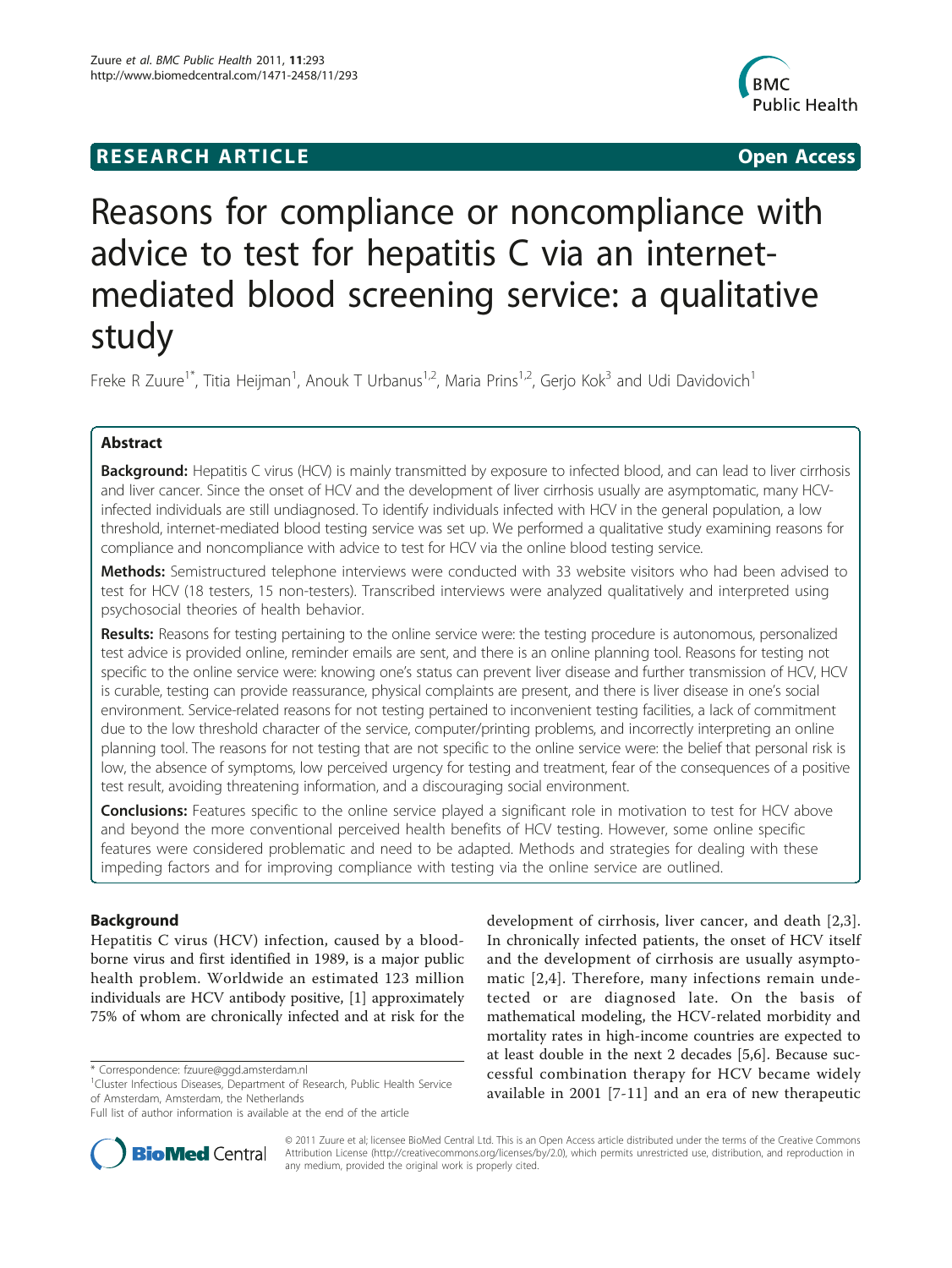**RESEARCH ARTICLE** **Open Access**

# Reasons for compliance or noncompliance with advice to test for hepatitis C via an internet-mediated blood screening service: a qualitative study

Freke R Zuure[1*], Titia Heijman[1], Anouk T Urbanus[1,2], Maria Prins[1,2], Gerjo Kok[3] and Udi Davidovich[1]

## Abstract

**Background:** Hepatitis C virus (HCV) is mainly transmitted by exposure to infected blood, and can lead to liver cirrhosis and liver cancer. Since the onset of HCV and the development of liver cirrhosis usually are asymptomatic, many HCV-infected individuals are still undiagnosed. To identify individuals infected with HCV in the general population, a low threshold, internet-mediated blood testing service was set up. We performed a qualitative study examining reasons for compliance and noncompliance with advice to test for HCV via the online blood testing service.

**Methods:** Semistructured telephone interviews were conducted with 33 website visitors who had been advised to test for HCV (18 testers, 15 non-testers). Transcribed interviews were analyzed qualitatively and interpreted using psychosocial theories of health behavior.

**Results:** Reasons for testing pertaining to the online service were: the testing procedure is autonomous, personalized test advice is provided online, reminder emails are sent, and there is an online planning tool. Reasons for testing not specific to the online service were: knowing one's status can prevent liver disease and further transmission of HCV, HCV is curable, testing can provide reassurance, physical complaints are present, and there is liver disease in one's social environment. Service-related reasons for not testing pertained to inconvenient testing facilities, a lack of commitment due to the low threshold character of the service, computer/printing problems, and incorrectly interpreting an online planning tool. The reasons for not testing that are not specific to the online service were: the belief that personal risk is low, the absence of symptoms, low perceived urgency for testing and treatment, fear of the consequences of a positive test result, avoiding threatening information, and a discouraging social environment.

**Conclusions:** Features specific to the online service played a significant role in motivation to test for HCV above and beyond the more conventional perceived health benefits of HCV testing. However, some online specific features were considered problematic and need to be adapted. Methods and strategies for dealing with these impeding factors and for improving compliance with testing via the online service are outlined.

## Background

Hepatitis C virus (HCV) infection, caused by a blood-borne virus and first identified in 1989, is a major public health problem. Worldwide an estimated 123 million individuals are HCV antibody positive, [1] approximately 75% of whom are chronically infected and at risk for the development of cirrhosis, liver cancer, and death [2,3]. In chronically infected patients, the onset of HCV itself and the development of cirrhosis are usually asymptomatic [2,4]. Therefore, many infections remain undetected or are diagnosed late. On the basis of mathematical modeling, the HCV-related morbidity and mortality rates in high-income countries are expected to at least double in the next 2 decades [5,6]. Because successful combination therapy for HCV became widely available in 2001 [7-11] and an era of new therapeutic

\* Correspondence: fzuure@ggd.amsterdam.nl
[1]Cluster Infectious Diseases, Department of Research, Public Health Service of Amsterdam, Amsterdam, the Netherlands
Full list of author information is available at the end of the article

© 2011 Zuure et al; licensee BioMed Central Ltd. This is an Open Access article distributed under the terms of the Creative Commons Attribution License (http://creativecommons.org/licenses/by/2.0), which permits unrestricted use, distribution, and reproduction in any medium, provided the original work is properly cited.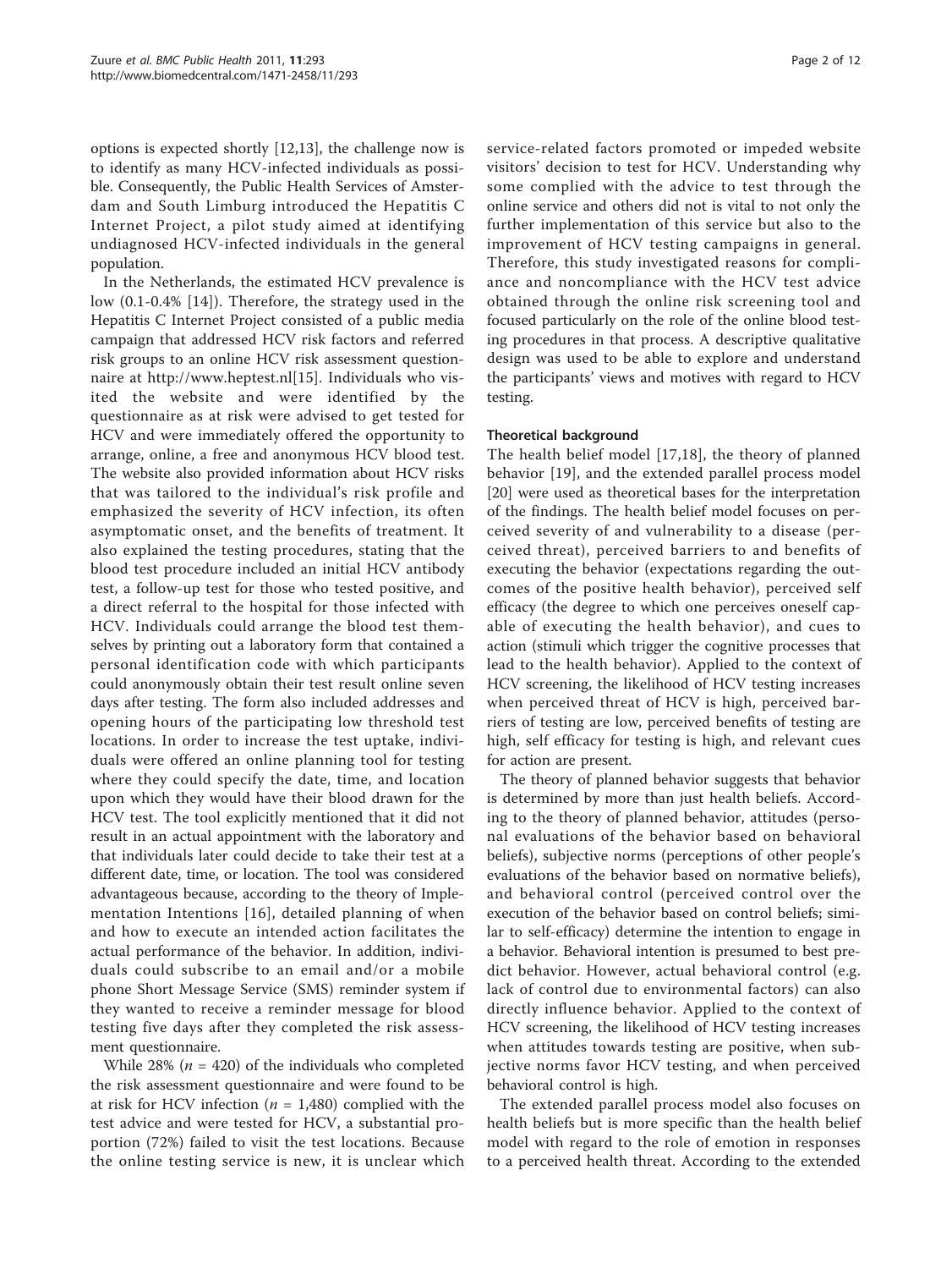options is expected shortly [12,13], the challenge now is to identify as many HCV-infected individuals as possible. Consequently, the Public Health Services of Amsterdam and South Limburg introduced the Hepatitis C Internet Project, a pilot study aimed at identifying undiagnosed HCV-infected individuals in the general population.

In the Netherlands, the estimated HCV prevalence is low (0.1-0.4% [14]). Therefore, the strategy used in the Hepatitis C Internet Project consisted of a public media campaign that addressed HCV risk factors and referred risk groups to an online HCV risk assessment questionnaire at http://www.heptest.nl[15]. Individuals who visited the website and were identified by the questionnaire as at risk were advised to get tested for HCV and were immediately offered the opportunity to arrange, online, a free and anonymous HCV blood test. The website also provided information about HCV risks that was tailored to the individual's risk profile and emphasized the severity of HCV infection, its often asymptomatic onset, and the benefits of treatment. It also explained the testing procedures, stating that the blood test procedure included an initial HCV antibody test, a follow-up test for those who tested positive, and a direct referral to the hospital for those infected with HCV. Individuals could arrange the blood test themselves by printing out a laboratory form that contained a personal identification code with which participants could anonymously obtain their test result online seven days after testing. The form also included addresses and opening hours of the participating low threshold test locations. In order to increase the test uptake, individuals were offered an online planning tool for testing where they could specify the date, time, and location upon which they would have their blood drawn for the HCV test. The tool explicitly mentioned that it did not result in an actual appointment with the laboratory and that individuals later could decide to take their test at a different date, time, or location. The tool was considered advantageous because, according to the theory of Implementation Intentions [16], detailed planning of when and how to execute an intended action facilitates the actual performance of the behavior. In addition, individuals could subscribe to an email and/or a mobile phone Short Message Service (SMS) reminder system if they wanted to receive a reminder message for blood testing five days after they completed the risk assessment questionnaire.

While 28% (*n* = 420) of the individuals who completed the risk assessment questionnaire and were found to be at risk for HCV infection (*n* = 1,480) complied with the test advice and were tested for HCV, a substantial proportion (72%) failed to visit the test locations. Because the online testing service is new, it is unclear which service-related factors promoted or impeded website visitors' decision to test for HCV. Understanding why some complied with the advice to test through the online service and others did not is vital to not only the further implementation of this service but also to the improvement of HCV testing campaigns in general. Therefore, this study investigated reasons for compliance and noncompliance with the HCV test advice obtained through the online risk screening tool and focused particularly on the role of the online blood testing procedures in that process. A descriptive qualitative design was used to be able to explore and understand the participants' views and motives with regard to HCV testing.

### Theoretical background

The health belief model [17,18], the theory of planned behavior [19], and the extended parallel process model [20] were used as theoretical bases for the interpretation of the findings. The health belief model focuses on perceived severity of and vulnerability to a disease (perceived threat), perceived barriers to and benefits of executing the behavior (expectations regarding the outcomes of the positive health behavior), perceived self efficacy (the degree to which one perceives oneself capable of executing the health behavior), and cues to action (stimuli which trigger the cognitive processes that lead to the health behavior). Applied to the context of HCV screening, the likelihood of HCV testing increases when perceived threat of HCV is high, perceived barriers of testing are low, perceived benefits of testing are high, self efficacy for testing is high, and relevant cues for action are present.

The theory of planned behavior suggests that behavior is determined by more than just health beliefs. According to the theory of planned behavior, attitudes (personal evaluations of the behavior based on behavioral beliefs), subjective norms (perceptions of other people's evaluations of the behavior based on normative beliefs), and behavioral control (perceived control over the execution of the behavior based on control beliefs; similar to self-efficacy) determine the intention to engage in a behavior. Behavioral intention is presumed to best predict behavior. However, actual behavioral control (e.g. lack of control due to environmental factors) can also directly influence behavior. Applied to the context of HCV screening, the likelihood of HCV testing increases when attitudes towards testing are positive, when subjective norms favor HCV testing, and when perceived behavioral control is high.

The extended parallel process model also focuses on health beliefs but is more specific than the health belief model with regard to the role of emotion in responses to a perceived health threat. According to the extended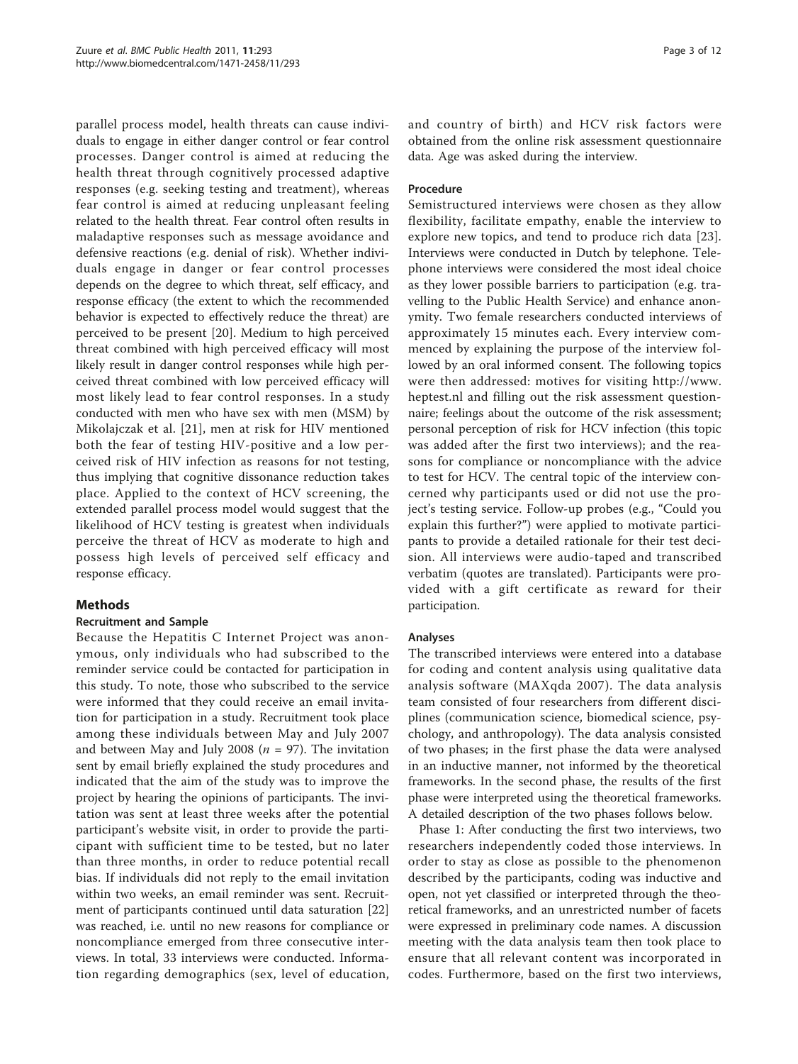parallel process model, health threats can cause individuals to engage in either danger control or fear control processes. Danger control is aimed at reducing the health threat through cognitively processed adaptive responses (e.g. seeking testing and treatment), whereas fear control is aimed at reducing unpleasant feeling related to the health threat. Fear control often results in maladaptive responses such as message avoidance and defensive reactions (e.g. denial of risk). Whether individuals engage in danger or fear control processes depends on the degree to which threat, self efficacy, and response efficacy (the extent to which the recommended behavior is expected to effectively reduce the threat) are perceived to be present [20]. Medium to high perceived threat combined with high perceived efficacy will most likely result in danger control responses while high perceived threat combined with low perceived efficacy will most likely lead to fear control responses. In a study conducted with men who have sex with men (MSM) by Mikolajczak et al. [21], men at risk for HIV mentioned both the fear of testing HIV-positive and a low perceived risk of HIV infection as reasons for not testing, thus implying that cognitive dissonance reduction takes place. Applied to the context of HCV screening, the extended parallel process model would suggest that the likelihood of HCV testing is greatest when individuals perceive the threat of HCV as moderate to high and possess high levels of perceived self efficacy and response efficacy.

## Methods

### Recruitment and Sample

Because the Hepatitis C Internet Project was anonymous, only individuals who had subscribed to the reminder service could be contacted for participation in this study. To note, those who subscribed to the service were informed that they could receive an email invitation for participation in a study. Recruitment took place among these individuals between May and July 2007 and between May and July 2008 ($n$ = 97). The invitation sent by email briefly explained the study procedures and indicated that the aim of the study was to improve the project by hearing the opinions of participants. The invitation was sent at least three weeks after the potential participant's website visit, in order to provide the participant with sufficient time to be tested, but no later than three months, in order to reduce potential recall bias. If individuals did not reply to the email invitation within two weeks, an email reminder was sent. Recruitment of participants continued until data saturation [22] was reached, i.e. until no new reasons for compliance or noncompliance emerged from three consecutive interviews. In total, 33 interviews were conducted. Information regarding demographics (sex, level of education, and country of birth) and HCV risk factors were obtained from the online risk assessment questionnaire data. Age was asked during the interview.

### Procedure

Semistructured interviews were chosen as they allow flexibility, facilitate empathy, enable the interview to explore new topics, and tend to produce rich data [23]. Interviews were conducted in Dutch by telephone. Telephone interviews were considered the most ideal choice as they lower possible barriers to participation (e.g. travelling to the Public Health Service) and enhance anonymity. Two female researchers conducted interviews of approximately 15 minutes each. Every interview commenced by explaining the purpose of the interview followed by an oral informed consent. The following topics were then addressed: motives for visiting http://www.heptest.nl and filling out the risk assessment questionnaire; feelings about the outcome of the risk assessment; personal perception of risk for HCV infection (this topic was added after the first two interviews); and the reasons for compliance or noncompliance with the advice to test for HCV. The central topic of the interview concerned why participants used or did not use the project's testing service. Follow-up probes (e.g., "Could you explain this further?") were applied to motivate participants to provide a detailed rationale for their test decision. All interviews were audio-taped and transcribed verbatim (quotes are translated). Participants were provided with a gift certificate as reward for their participation.

### Analyses

The transcribed interviews were entered into a database for coding and content analysis using qualitative data analysis software (MAXqda 2007). The data analysis team consisted of four researchers from different disciplines (communication science, biomedical science, psychology, and anthropology). The data analysis consisted of two phases; in the first phase the data were analysed in an inductive manner, not informed by the theoretical frameworks. In the second phase, the results of the first phase were interpreted using the theoretical frameworks. A detailed description of the two phases follows below.

Phase 1: After conducting the first two interviews, two researchers independently coded those interviews. In order to stay as close as possible to the phenomenon described by the participants, coding was inductive and open, not yet classified or interpreted through the theoretical frameworks, and an unrestricted number of facets were expressed in preliminary code names. A discussion meeting with the data analysis team then took place to ensure that all relevant content was incorporated in codes. Furthermore, based on the first two interviews,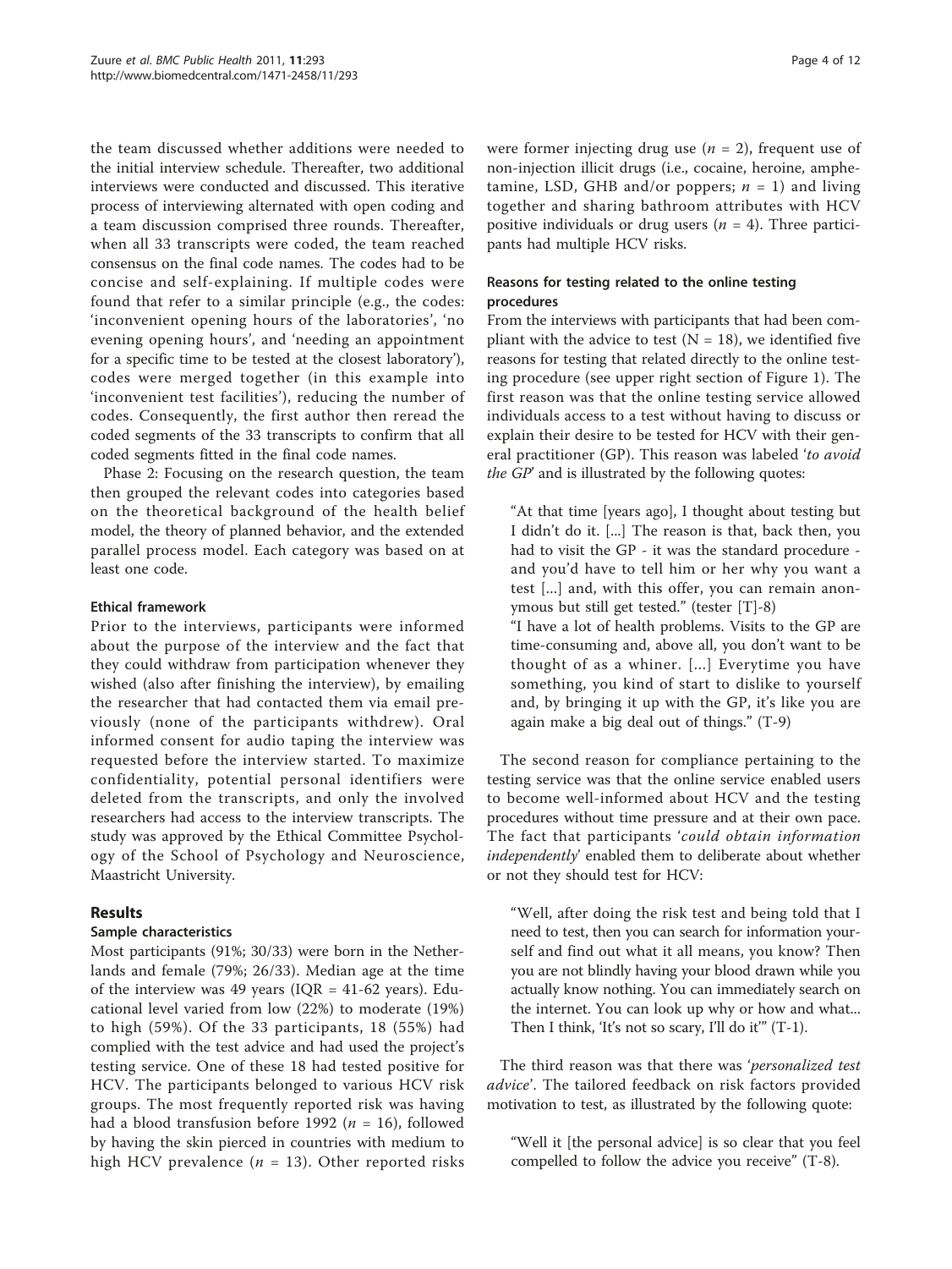the team discussed whether additions were needed to the initial interview schedule. Thereafter, two additional interviews were conducted and discussed. This iterative process of interviewing alternated with open coding and a team discussion comprised three rounds. Thereafter, when all 33 transcripts were coded, the team reached consensus on the final code names. The codes had to be concise and self-explaining. If multiple codes were found that refer to a similar principle (e.g., the codes: 'inconvenient opening hours of the laboratories', 'no evening opening hours', and 'needing an appointment for a specific time to be tested at the closest laboratory'), codes were merged together (in this example into 'inconvenient test facilities'), reducing the number of codes. Consequently, the first author then reread the coded segments of the 33 transcripts to confirm that all coded segments fitted in the final code names.

Phase 2: Focusing on the research question, the team then grouped the relevant codes into categories based on the theoretical background of the health belief model, the theory of planned behavior, and the extended parallel process model. Each category was based on at least one code.

#### Ethical framework

Prior to the interviews, participants were informed about the purpose of the interview and the fact that they could withdraw from participation whenever they wished (also after finishing the interview), by emailing the researcher that had contacted them via email previously (none of the participants withdrew). Oral informed consent for audio taping the interview was requested before the interview started. To maximize confidentiality, potential personal identifiers were deleted from the transcripts, and only the involved researchers had access to the interview transcripts. The study was approved by the Ethical Committee Psychology of the School of Psychology and Neuroscience, Maastricht University.

## Results

#### Sample characteristics

Most participants (91%; 30/33) were born in the Netherlands and female (79%; 26/33). Median age at the time of the interview was 49 years (IQR = 41-62 years). Educational level varied from low (22%) to moderate (19%) to high (59%). Of the 33 participants, 18 (55%) had complied with the test advice and had used the project's testing service. One of these 18 had tested positive for HCV. The participants belonged to various HCV risk groups. The most frequently reported risk was having had a blood transfusion before 1992 ($n$ = 16), followed by having the skin pierced in countries with medium to high HCV prevalence ($n$ = 13). Other reported risks were former injecting drug use ($n$ = 2), frequent use of non-injection illicit drugs (i.e., cocaine, heroine, amphetamine, LSD, GHB and/or poppers; $n$ = 1) and living together and sharing bathroom attributes with HCV positive individuals or drug users ($n$ = 4). Three participants had multiple HCV risks.

#### Reasons for testing related to the online testing procedures

From the interviews with participants that had been compliant with the advice to test (N = 18), we identified five reasons for testing that related directly to the online testing procedure (see upper right section of Figure 1). The first reason was that the online testing service allowed individuals access to a test without having to discuss or explain their desire to be tested for HCV with their general practitioner (GP). This reason was labeled '*to avoid the GP*' and is illustrated by the following quotes:

> "At that time [years ago], I thought about testing but I didn't do it. [...] The reason is that, back then, you had to visit the GP - it was the standard procedure - and you'd have to tell him or her why you want a test [...] and, with this offer, you can remain anonymous but still get tested." (tester [T]-8)
>
> "I have a lot of health problems. Visits to the GP are time-consuming and, above all, you don't want to be thought of as a whiner. [...] Everytime you have something, you kind of start to dislike to yourself and, by bringing it up with the GP, it's like you are again make a big deal out of things." (T-9)

The second reason for compliance pertaining to the testing service was that the online service enabled users to become well-informed about HCV and the testing procedures without time pressure and at their own pace. The fact that participants '*could obtain information independently*' enabled them to deliberate about whether or not they should test for HCV:

> "Well, after doing the risk test and being told that I need to test, then you can search for information yourself and find out what it all means, you know? Then you are not blindly having your blood drawn while you actually know nothing. You can immediately search on the internet. You can look up why or how and what... Then I think, 'It's not so scary, I'll do it'" (T-1).

The third reason was that there was '*personalized test advice*'. The tailored feedback on risk factors provided motivation to test, as illustrated by the following quote:

> "Well it [the personal advice] is so clear that you feel compelled to follow the advice you receive" (T-8).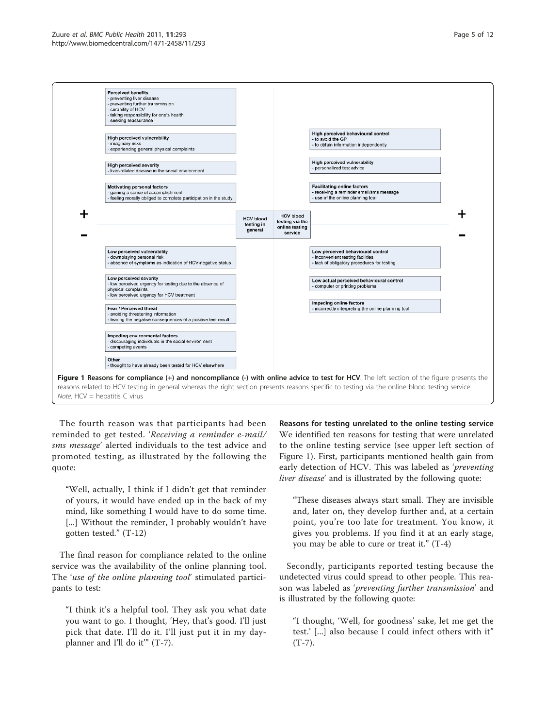Perceived benefits
- preventing liver disease
- preventing further transmission
- curability of HCV
- taking responsibility for one's health
- seeking reassurance

High perceived vulnerability
- imaginary risks
- experiencing general physical complaints

High perceived severity
- liver-related disease in the social environment

Motivating personal factors
- gaining a sense of accomplishment
- feeling morally obliged to complete participation in the study

High perceived behavioural control
- to avoid the GP
- to obtain information independently

High perceived vulnerability
- personalized test advice

Facilitating online factors
- receiving a reminder email/sms message
- use of the online planning tool

+

HCV blood testing in general

HCV blood testing via the online testing service

-

Low perceived vulnerability
- downplaying personal risk
- absence of symptoms as indication of HCV-negative status

Low perceived severity
- low perceived urgency for testing due to the absence of physical complaints
- low perceived urgency for HCV treatment

Fear / Perceived threat
- avoiding threatening information
- fearing the negative consequences of a positive test result

Impeding environmental factors
- discouraging individuals in the social environment
- competing events

Other
- thought to have already been tested for HCV elsewhere

Low perceived behavioural control
- inconvenient testing facilities
- lack of obligatory procedures for testing

Low actual perceived behavioural control
- computer or printing problems

Impeding online factors
- incorrectly interpreting the online planning tool

**Figure 1 Reasons for compliance (+) and noncompliance (-) with online advice to test for HCV**. The left section of the figure presents the reasons related to HCV testing in general whereas the right section presents reasons specific to testing via the online blood testing service. *Note*. HCV = hepatitis C virus

The fourth reason was that participants had been reminded to get tested. '*Receiving a reminder e-mail/sms message*' alerted individuals to the test advice and promoted testing, as illustrated by the following the quote:

> "Well, actually, I think if I didn't get that reminder of yours, it would have ended up in the back of my mind, like something I would have to do some time. [...] Without the reminder, I probably wouldn't have gotten tested." (T-12)

The final reason for compliance related to the online service was the availability of the online planning tool. The '*use of the online planning tool*' stimulated participants to test:

> "I think it's a helpful tool. They ask you what date you want to go. I thought, 'Hey, that's good. I'll just pick that date. I'll do it. I'll just put it in my day-planner and I'll do it'" (T-7).

### Reasons for testing unrelated to the online testing service

We identified ten reasons for testing that were unrelated to the online testing service (see upper left section of Figure 1). First, participants mentioned health gain from early detection of HCV. This was labeled as '*preventing liver disease*' and is illustrated by the following quote:

> "These diseases always start small. They are invisible and, later on, they develop further and, at a certain point, you're too late for treatment. You know, it gives you problems. If you find it at an early stage, you may be able to cure or treat it." (T-4)

Secondly, participants reported testing because the undetected virus could spread to other people. This reason was labeled as '*preventing further transmission*' and is illustrated by the following quote:

> "I thought, 'Well, for goodness' sake, let me get the test.' [...] also because I could infect others with it" (T-7).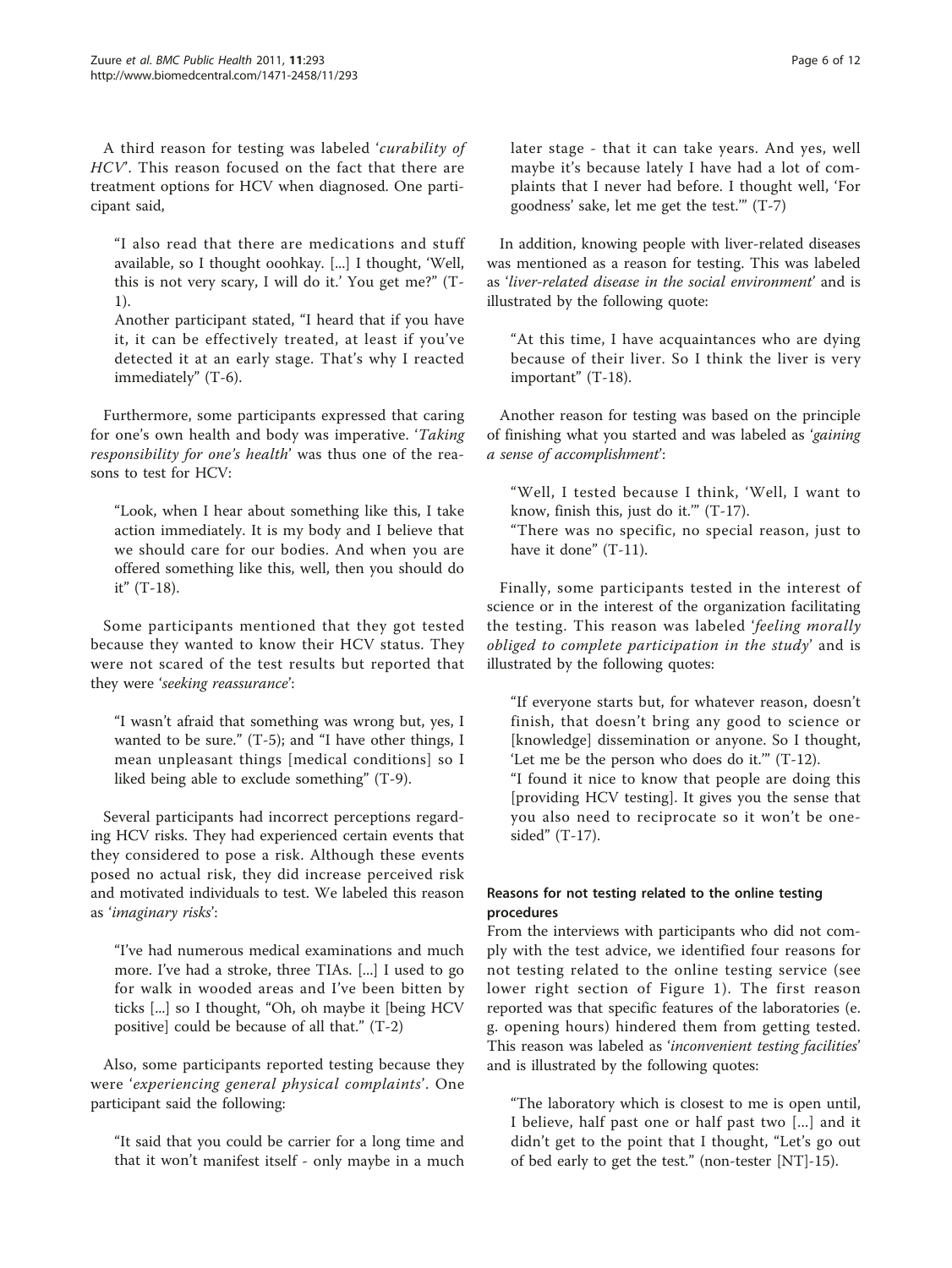A third reason for testing was labeled '*curability of HCV*'. This reason focused on the fact that there are treatment options for HCV when diagnosed. One participant said,

> "I also read that there are medications and stuff available, so I thought ooohkay. [...] I thought, 'Well, this is not very scary, I will do it.' You get me?" (T-1).
>
> Another participant stated, "I heard that if you have it, it can be effectively treated, at least if you've detected it at an early stage. That's why I reacted immediately" (T-6).

Furthermore, some participants expressed that caring for one's own health and body was imperative. '*Taking responsibility for one's health*' was thus one of the reasons to test for HCV:

> "Look, when I hear about something like this, I take action immediately. It is my body and I believe that we should care for our bodies. And when you are offered something like this, well, then you should do it" (T-18).

Some participants mentioned that they got tested because they wanted to know their HCV status. They were not scared of the test results but reported that they were '*seeking reassurance*':

> "I wasn't afraid that something was wrong but, yes, I wanted to be sure." (T-5); and "I have other things, I mean unpleasant things [medical conditions] so I liked being able to exclude something" (T-9).

Several participants had incorrect perceptions regarding HCV risks. They had experienced certain events that they considered to pose a risk. Although these events posed no actual risk, they did increase perceived risk and motivated individuals to test. We labeled this reason as '*imaginary risks*':

> "I've had numerous medical examinations and much more. I've had a stroke, three TIAs. [...] I used to go for walk in wooded areas and I've been bitten by ticks [...] so I thought, "Oh, oh maybe it [being HCV positive] could be because of all that." (T-2)

Also, some participants reported testing because they were '*experiencing general physical complaints*'. One participant said the following:

> "It said that you could be carrier for a long time and that it won't manifest itself - only maybe in a much later stage - that it can take years. And yes, well maybe it's because lately I have had a lot of complaints that I never had before. I thought well, 'For goodness' sake, let me get the test.'" (T-7)

In addition, knowing people with liver-related diseases was mentioned as a reason for testing. This was labeled as '*liver-related disease in the social environment*' and is illustrated by the following quote:

> "At this time, I have acquaintances who are dying because of their liver. So I think the liver is very important" (T-18).

Another reason for testing was based on the principle of finishing what you started and was labeled as '*gaining a sense of accomplishment*':

> "Well, I tested because I think, 'Well, I want to know, finish this, just do it.'" (T-17).
>
> "There was no specific, no special reason, just to have it done" (T-11).

Finally, some participants tested in the interest of science or in the interest of the organization facilitating the testing. This reason was labeled '*feeling morally obliged to complete participation in the study*' and is illustrated by the following quotes:

> "If everyone starts but, for whatever reason, doesn't finish, that doesn't bring any good to science or [knowledge] dissemination or anyone. So I thought, 'Let me be the person who does do it.'" (T-12).
>
> "I found it nice to know that people are doing this [providing HCV testing]. It gives you the sense that you also need to reciprocate so it won't be one-sided" (T-17).

### Reasons for not testing related to the online testing procedures

From the interviews with participants who did not comply with the test advice, we identified four reasons for not testing related to the online testing service (see lower right section of Figure 1). The first reason reported was that specific features of the laboratories (e.g. opening hours) hindered them from getting tested. This reason was labeled as '*inconvenient testing facilities*' and is illustrated by the following quotes:

> "The laboratory which is closest to me is open until, I believe, half past one or half past two [...] and it didn't get to the point that I thought, "Let's go out of bed early to get the test." (non-tester [NT]-15).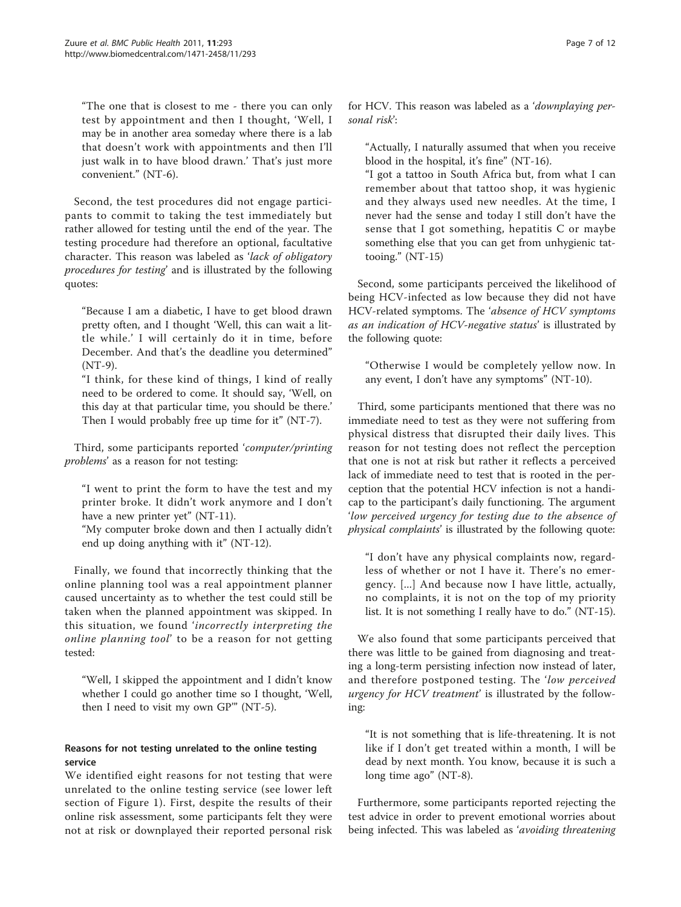"The one that is closest to me - there you can only test by appointment and then I thought, 'Well, I may be in another area someday where there is a lab that doesn't work with appointments and then I'll just walk in to have blood drawn.' That's just more convenient." (NT-6).

Second, the test procedures did not engage participants to commit to taking the test immediately but rather allowed for testing until the end of the year. The testing procedure had therefore an optional, facultative character. This reason was labeled as '*lack of obligatory procedures for testing*' and is illustrated by the following quotes:

"Because I am a diabetic, I have to get blood drawn pretty often, and I thought 'Well, this can wait a little while.' I will certainly do it in time, before December. And that's the deadline you determined" (NT-9).

"I think, for these kind of things, I kind of really need to be ordered to come. It should say, 'Well, on this day at that particular time, you should be there.' Then I would probably free up time for it" (NT-7).

Third, some participants reported '*computer/printing problems*' as a reason for not testing:

"I went to print the form to have the test and my printer broke. It didn't work anymore and I don't have a new printer yet" (NT-11).

"My computer broke down and then I actually didn't end up doing anything with it" (NT-12).

Finally, we found that incorrectly thinking that the online planning tool was a real appointment planner caused uncertainty as to whether the test could still be taken when the planned appointment was skipped. In this situation, we found '*incorrectly interpreting the online planning tool*' to be a reason for not getting tested:

"Well, I skipped the appointment and I didn't know whether I could go another time so I thought, 'Well, then I need to visit my own GP'" (NT-5).

#### Reasons for not testing unrelated to the online testing service

We identified eight reasons for not testing that were unrelated to the online testing service (see lower left section of Figure 1). First, despite the results of their online risk assessment, some participants felt they were not at risk or downplayed their reported personal risk for HCV. This reason was labeled as a '*downplaying personal risk*':

"Actually, I naturally assumed that when you receive blood in the hospital, it's fine" (NT-16).

"I got a tattoo in South Africa but, from what I can remember about that tattoo shop, it was hygienic and they always used new needles. At the time, I never had the sense and today I still don't have the sense that I got something, hepatitis C or maybe something else that you can get from unhygienic tattooing." (NT-15)

Second, some participants perceived the likelihood of being HCV-infected as low because they did not have HCV-related symptoms. The '*absence of HCV symptoms as an indication of HCV-negative status*' is illustrated by the following quote:

"Otherwise I would be completely yellow now. In any event, I don't have any symptoms" (NT-10).

Third, some participants mentioned that there was no immediate need to test as they were not suffering from physical distress that disrupted their daily lives. This reason for not testing does not reflect the perception that one is not at risk but rather it reflects a perceived lack of immediate need to test that is rooted in the perception that the potential HCV infection is not a handicap to the participant's daily functioning. The argument '*low perceived urgency for testing due to the absence of physical complaints*' is illustrated by the following quote:

"I don't have any physical complaints now, regardless of whether or not I have it. There's no emergency. [...] And because now I have little, actually, no complaints, it is not on the top of my priority list. It is not something I really have to do." (NT-15).

We also found that some participants perceived that there was little to be gained from diagnosing and treating a long-term persisting infection now instead of later, and therefore postponed testing. The '*low perceived urgency for HCV treatment*' is illustrated by the following:

"It is not something that is life-threatening. It is not like if I don't get treated within a month, I will be dead by next month. You know, because it is such a long time ago" (NT-8).

Furthermore, some participants reported rejecting the test advice in order to prevent emotional worries about being infected. This was labeled as '*avoiding threatening*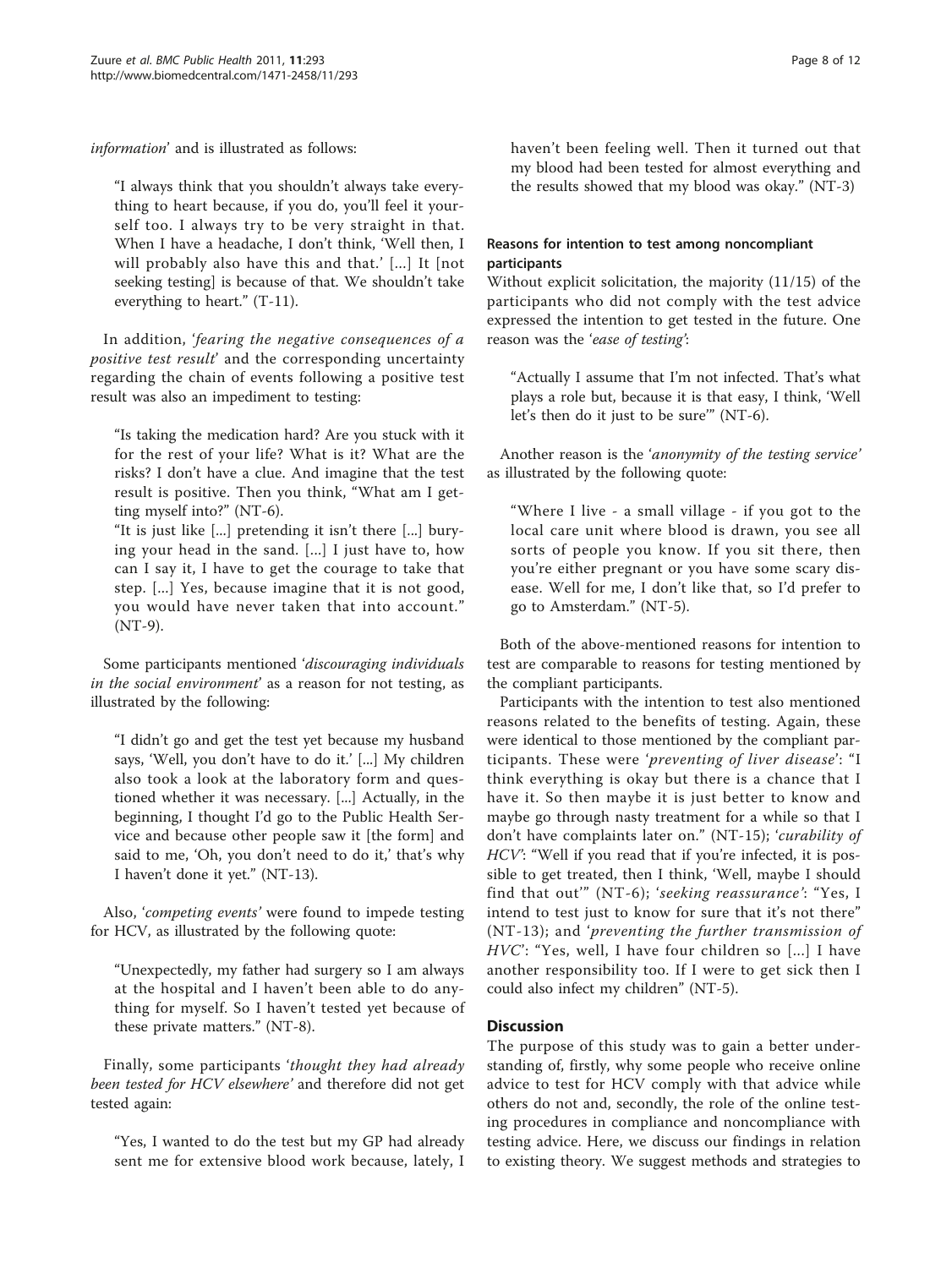*information*' and is illustrated as follows:

> "I always think that you shouldn't always take everything to heart because, if you do, you'll feel it yourself too. I always try to be very straight in that. When I have a headache, I don't think, 'Well then, I will probably also have this and that.' [...] It [not seeking testing] is because of that. We shouldn't take everything to heart." (T-11).

In addition, '*fearing the negative consequences of a positive test result*' and the corresponding uncertainty regarding the chain of events following a positive test result was also an impediment to testing:

> "Is taking the medication hard? Are you stuck with it for the rest of your life? What is it? What are the risks? I don't have a clue. And imagine that the test result is positive. Then you think, "What am I getting myself into?" (NT-6).
>
> "It is just like [...] pretending it isn't there [...] burying your head in the sand. [...] I just have to, how can I say it, I have to get the courage to take that step. [...] Yes, because imagine that it is not good, you would have never taken that into account." (NT-9).

Some participants mentioned '*discouraging individuals in the social environment*' as a reason for not testing, as illustrated by the following:

> "I didn't go and get the test yet because my husband says, 'Well, you don't have to do it.' [...] My children also took a look at the laboratory form and questioned whether it was necessary. [...] Actually, in the beginning, I thought I'd go to the Public Health Service and because other people saw it [the form] and said to me, 'Oh, you don't need to do it,' that's why I haven't done it yet." (NT-13).

Also, '*competing events*' were found to impede testing for HCV, as illustrated by the following quote:

> "Unexpectedly, my father had surgery so I am always at the hospital and I haven't been able to do anything for myself. So I haven't tested yet because of these private matters." (NT-8).

Finally, some participants '*thought they had already been tested for HCV elsewhere*' and therefore did not get tested again:

> "Yes, I wanted to do the test but my GP had already sent me for extensive blood work because, lately, I haven't been feeling well. Then it turned out that my blood had been tested for almost everything and the results showed that my blood was okay." (NT-3)

#### Reasons for intention to test among noncompliant participants

Without explicit solicitation, the majority (11/15) of the participants who did not comply with the test advice expressed the intention to get tested in the future. One reason was the '*ease of testing*':

> "Actually I assume that I'm not infected. That's what plays a role but, because it is that easy, I think, 'Well let's then do it just to be sure'" (NT-6).

Another reason is the '*anonymity of the testing service*' as illustrated by the following quote:

> "Where I live - a small village - if you got to the local care unit where blood is drawn, you see all sorts of people you know. If you sit there, then you're either pregnant or you have some scary disease. Well for me, I don't like that, so I'd prefer to go to Amsterdam." (NT-5).

Both of the above-mentioned reasons for intention to test are comparable to reasons for testing mentioned by the compliant participants.

Participants with the intention to test also mentioned reasons related to the benefits of testing. Again, these were identical to those mentioned by the compliant participants. These were '*preventing of liver disease*': "I think everything is okay but there is a chance that I have it. So then maybe it is just better to know and maybe go through nasty treatment for a while so that I don't have complaints later on." (NT-15); '*curability of HCV*': "Well if you read that if you're infected, it is possible to get treated, then I think, 'Well, maybe I should find that out'" (NT-6); '*seeking reassurance*': "Yes, I intend to test just to know for sure that it's not there" (NT-13); and '*preventing the further transmission of HVC*': "Yes, well, I have four children so [...] I have another responsibility too. If I were to get sick then I could also infect my children" (NT-5).

## Discussion

The purpose of this study was to gain a better understanding of, firstly, why some people who receive online advice to test for HCV comply with that advice while others do not and, secondly, the role of the online testing procedures in compliance and noncompliance with testing advice. Here, we discuss our findings in relation to existing theory. We suggest methods and strategies to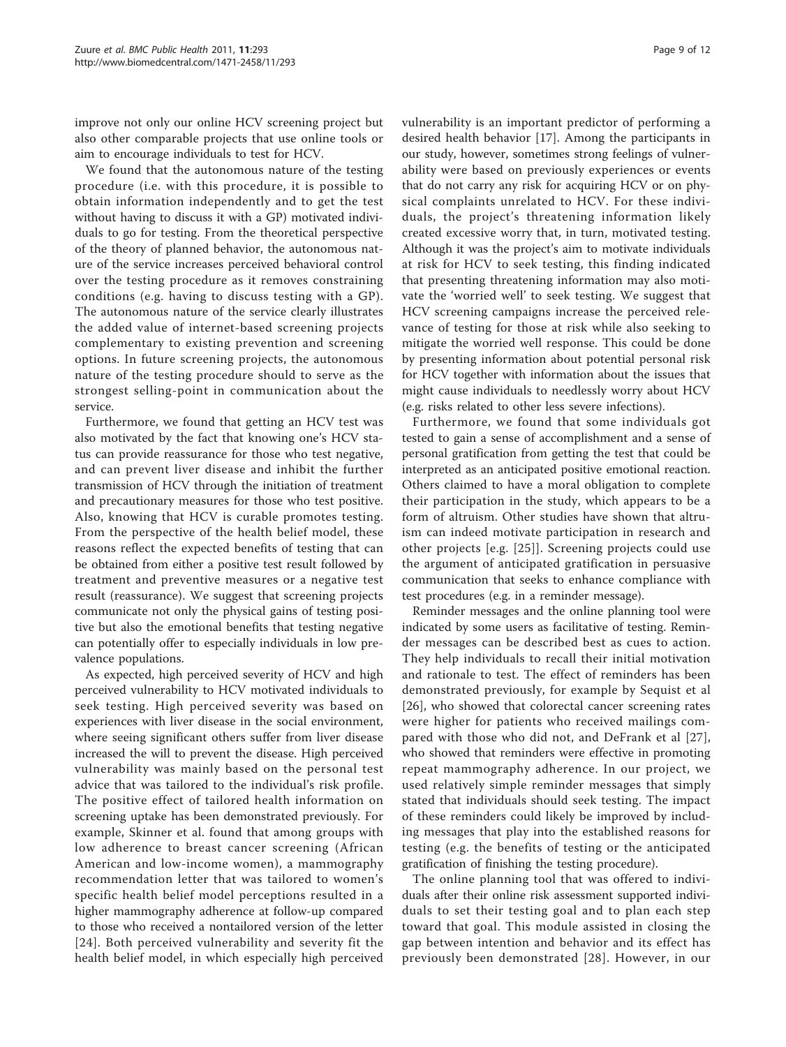improve not only our online HCV screening project but also other comparable projects that use online tools or aim to encourage individuals to test for HCV.

We found that the autonomous nature of the testing procedure (i.e. with this procedure, it is possible to obtain information independently and to get the test without having to discuss it with a GP) motivated individuals to go for testing. From the theoretical perspective of the theory of planned behavior, the autonomous nature of the service increases perceived behavioral control over the testing procedure as it removes constraining conditions (e.g. having to discuss testing with a GP). The autonomous nature of the service clearly illustrates the added value of internet-based screening projects complementary to existing prevention and screening options. In future screening projects, the autonomous nature of the testing procedure should to serve as the strongest selling-point in communication about the service.

Furthermore, we found that getting an HCV test was also motivated by the fact that knowing one's HCV status can provide reassurance for those who test negative, and can prevent liver disease and inhibit the further transmission of HCV through the initiation of treatment and precautionary measures for those who test positive. Also, knowing that HCV is curable promotes testing. From the perspective of the health belief model, these reasons reflect the expected benefits of testing that can be obtained from either a positive test result followed by treatment and preventive measures or a negative test result (reassurance). We suggest that screening projects communicate not only the physical gains of testing positive but also the emotional benefits that testing negative can potentially offer to especially individuals in low prevalence populations.

As expected, high perceived severity of HCV and high perceived vulnerability to HCV motivated individuals to seek testing. High perceived severity was based on experiences with liver disease in the social environment, where seeing significant others suffer from liver disease increased the will to prevent the disease. High perceived vulnerability was mainly based on the personal test advice that was tailored to the individual's risk profile. The positive effect of tailored health information on screening uptake has been demonstrated previously. For example, Skinner et al. found that among groups with low adherence to breast cancer screening (African American and low-income women), a mammography recommendation letter that was tailored to women's specific health belief model perceptions resulted in a higher mammography adherence at follow-up compared to those who received a nontailored version of the letter [24]. Both perceived vulnerability and severity fit the health belief model, in which especially high perceived vulnerability is an important predictor of performing a desired health behavior [17]. Among the participants in our study, however, sometimes strong feelings of vulnerability were based on previously experiences or events that do not carry any risk for acquiring HCV or on physical complaints unrelated to HCV. For these individuals, the project's threatening information likely created excessive worry that, in turn, motivated testing. Although it was the project's aim to motivate individuals at risk for HCV to seek testing, this finding indicated that presenting threatening information may also motivate the 'worried well' to seek testing. We suggest that HCV screening campaigns increase the perceived relevance of testing for those at risk while also seeking to mitigate the worried well response. This could be done by presenting information about potential personal risk for HCV together with information about the issues that might cause individuals to needlessly worry about HCV (e.g. risks related to other less severe infections).

Furthermore, we found that some individuals got tested to gain a sense of accomplishment and a sense of personal gratification from getting the test that could be interpreted as an anticipated positive emotional reaction. Others claimed to have a moral obligation to complete their participation in the study, which appears to be a form of altruism. Other studies have shown that altruism can indeed motivate participation in research and other projects [e.g. [25]]. Screening projects could use the argument of anticipated gratification in persuasive communication that seeks to enhance compliance with test procedures (e.g. in a reminder message).

Reminder messages and the online planning tool were indicated by some users as facilitative of testing. Reminder messages can be described best as cues to action. They help individuals to recall their initial motivation and rationale to test. The effect of reminders has been demonstrated previously, for example by Sequist et al [26], who showed that colorectal cancer screening rates were higher for patients who received mailings compared with those who did not, and DeFrank et al [27], who showed that reminders were effective in promoting repeat mammography adherence. In our project, we used relatively simple reminder messages that simply stated that individuals should seek testing. The impact of these reminders could likely be improved by including messages that play into the established reasons for testing (e.g. the benefits of testing or the anticipated gratification of finishing the testing procedure).

The online planning tool that was offered to individuals after their online risk assessment supported individuals to set their testing goal and to plan each step toward that goal. This module assisted in closing the gap between intention and behavior and its effect has previously been demonstrated [28]. However, in our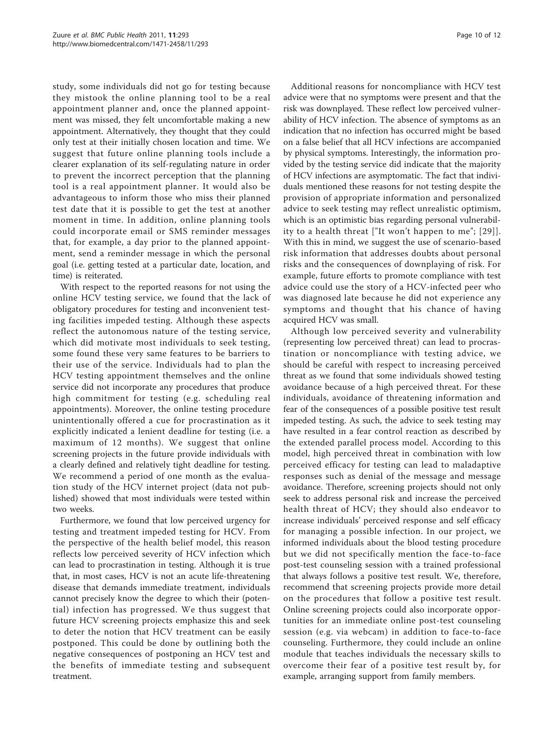study, some individuals did not go for testing because they mistook the online planning tool to be a real appointment planner and, once the planned appointment was missed, they felt uncomfortable making a new appointment. Alternatively, they thought that they could only test at their initially chosen location and time. We suggest that future online planning tools include a clearer explanation of its self-regulating nature in order to prevent the incorrect perception that the planning tool is a real appointment planner. It would also be advantageous to inform those who miss their planned test date that it is possible to get the test at another moment in time. In addition, online planning tools could incorporate email or SMS reminder messages that, for example, a day prior to the planned appointment, send a reminder message in which the personal goal (i.e. getting tested at a particular date, location, and time) is reiterated.

With respect to the reported reasons for not using the online HCV testing service, we found that the lack of obligatory procedures for testing and inconvenient testing facilities impeded testing. Although these aspects reflect the autonomous nature of the testing service, which did motivate most individuals to seek testing, some found these very same features to be barriers to their use of the service. Individuals had to plan the HCV testing appointment themselves and the online service did not incorporate any procedures that produce high commitment for testing (e.g. scheduling real appointments). Moreover, the online testing procedure unintentionally offered a cue for procrastination as it explicitly indicated a lenient deadline for testing (i.e. a maximum of 12 months). We suggest that online screening projects in the future provide individuals with a clearly defined and relatively tight deadline for testing. We recommend a period of one month as the evaluation study of the HCV internet project (data not published) showed that most individuals were tested within two weeks.

Furthermore, we found that low perceived urgency for testing and treatment impeded testing for HCV. From the perspective of the health belief model, this reason reflects low perceived severity of HCV infection which can lead to procrastination in testing. Although it is true that, in most cases, HCV is not an acute life-threatening disease that demands immediate treatment, individuals cannot precisely know the degree to which their (potential) infection has progressed. We thus suggest that future HCV screening projects emphasize this and seek to deter the notion that HCV treatment can be easily postponed. This could be done by outlining both the negative consequences of postponing an HCV test and the benefits of immediate testing and subsequent treatment.

Additional reasons for noncompliance with HCV test advice were that no symptoms were present and that the risk was downplayed. These reflect low perceived vulnerability of HCV infection. The absence of symptoms as an indication that no infection has occurred might be based on a false belief that all HCV infections are accompanied by physical symptoms. Interestingly, the information provided by the testing service did indicate that the majority of HCV infections are asymptomatic. The fact that individuals mentioned these reasons for not testing despite the provision of appropriate information and personalized advice to seek testing may reflect unrealistic optimism, which is an optimistic bias regarding personal vulnerability to a health threat ["It won't happen to me"; [29]]. With this in mind, we suggest the use of scenario-based risk information that addresses doubts about personal risks and the consequences of downplaying of risk. For example, future efforts to promote compliance with test advice could use the story of a HCV-infected peer who was diagnosed late because he did not experience any symptoms and thought that his chance of having acquired HCV was small.

Although low perceived severity and vulnerability (representing low perceived threat) can lead to procrastination or noncompliance with testing advice, we should be careful with respect to increasing perceived threat as we found that some individuals showed testing avoidance because of a high perceived threat. For these individuals, avoidance of threatening information and fear of the consequences of a possible positive test result impeded testing. As such, the advice to seek testing may have resulted in a fear control reaction as described by the extended parallel process model. According to this model, high perceived threat in combination with low perceived efficacy for testing can lead to maladaptive responses such as denial of the message and message avoidance. Therefore, screening projects should not only seek to address personal risk and increase the perceived health threat of HCV; they should also endeavor to increase individuals' perceived response and self efficacy for managing a possible infection. In our project, we informed individuals about the blood testing procedure but we did not specifically mention the face-to-face post-test counseling session with a trained professional that always follows a positive test result. We, therefore, recommend that screening projects provide more detail on the procedures that follow a positive test result. Online screening projects could also incorporate opportunities for an immediate online post-test counseling session (e.g. via webcam) in addition to face-to-face counseling. Furthermore, they could include an online module that teaches individuals the necessary skills to overcome their fear of a positive test result by, for example, arranging support from family members.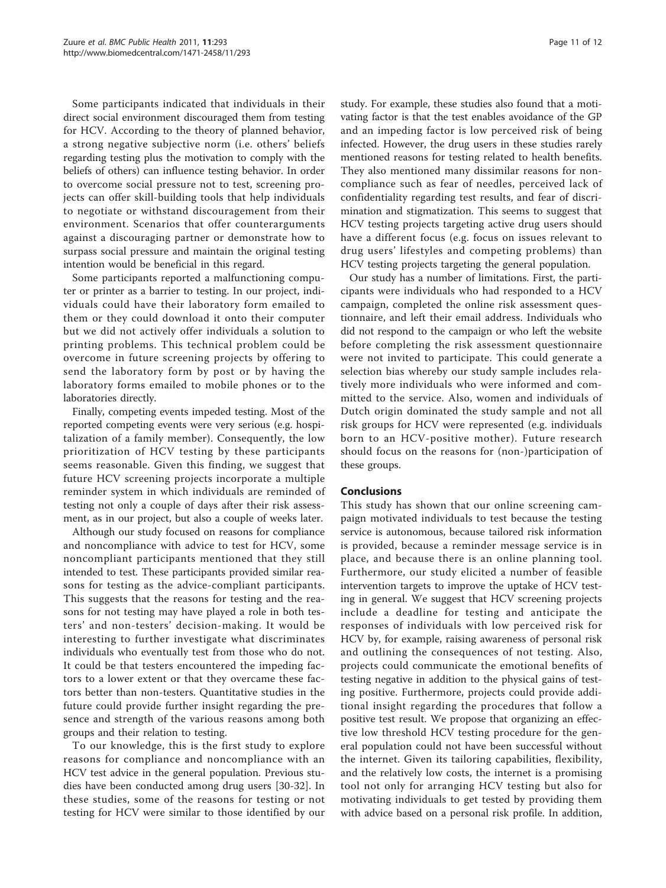Some participants indicated that individuals in their direct social environment discouraged them from testing for HCV. According to the theory of planned behavior, a strong negative subjective norm (i.e. others' beliefs regarding testing plus the motivation to comply with the beliefs of others) can influence testing behavior. In order to overcome social pressure not to test, screening projects can offer skill-building tools that help individuals to negotiate or withstand discouragement from their environment. Scenarios that offer counterarguments against a discouraging partner or demonstrate how to surpass social pressure and maintain the original testing intention would be beneficial in this regard.

Some participants reported a malfunctioning computer or printer as a barrier to testing. In our project, individuals could have their laboratory form emailed to them or they could download it onto their computer but we did not actively offer individuals a solution to printing problems. This technical problem could be overcome in future screening projects by offering to send the laboratory form by post or by having the laboratory forms emailed to mobile phones or to the laboratories directly.

Finally, competing events impeded testing. Most of the reported competing events were very serious (e.g. hospitalization of a family member). Consequently, the low prioritization of HCV testing by these participants seems reasonable. Given this finding, we suggest that future HCV screening projects incorporate a multiple reminder system in which individuals are reminded of testing not only a couple of days after their risk assessment, as in our project, but also a couple of weeks later.

Although our study focused on reasons for compliance and noncompliance with advice to test for HCV, some noncompliant participants mentioned that they still intended to test. These participants provided similar reasons for testing as the advice-compliant participants. This suggests that the reasons for testing and the reasons for not testing may have played a role in both testers' and non-testers' decision-making. It would be interesting to further investigate what discriminates individuals who eventually test from those who do not. It could be that testers encountered the impeding factors to a lower extent or that they overcame these factors better than non-testers. Quantitative studies in the future could provide further insight regarding the presence and strength of the various reasons among both groups and their relation to testing.

To our knowledge, this is the first study to explore reasons for compliance and noncompliance with an HCV test advice in the general population. Previous studies have been conducted among drug users [30-32]. In these studies, some of the reasons for testing or not testing for HCV were similar to those identified by our study. For example, these studies also found that a motivating factor is that the test enables avoidance of the GP and an impeding factor is low perceived risk of being infected. However, the drug users in these studies rarely mentioned reasons for testing related to health benefits. They also mentioned many dissimilar reasons for noncompliance such as fear of needles, perceived lack of confidentiality regarding test results, and fear of discrimination and stigmatization. This seems to suggest that HCV testing projects targeting active drug users should have a different focus (e.g. focus on issues relevant to drug users' lifestyles and competing problems) than HCV testing projects targeting the general population.

Our study has a number of limitations. First, the participants were individuals who had responded to a HCV campaign, completed the online risk assessment questionnaire, and left their email address. Individuals who did not respond to the campaign or who left the website before completing the risk assessment questionnaire were not invited to participate. This could generate a selection bias whereby our study sample includes relatively more individuals who were informed and committed to the service. Also, women and individuals of Dutch origin dominated the study sample and not all risk groups for HCV were represented (e.g. individuals born to an HCV-positive mother). Future research should focus on the reasons for (non-)participation of these groups.

## Conclusions

This study has shown that our online screening campaign motivated individuals to test because the testing service is autonomous, because tailored risk information is provided, because a reminder message service is in place, and because there is an online planning tool. Furthermore, our study elicited a number of feasible intervention targets to improve the uptake of HCV testing in general. We suggest that HCV screening projects include a deadline for testing and anticipate the responses of individuals with low perceived risk for HCV by, for example, raising awareness of personal risk and outlining the consequences of not testing. Also, projects could communicate the emotional benefits of testing negative in addition to the physical gains of testing positive. Furthermore, projects could provide additional insight regarding the procedures that follow a positive test result. We propose that organizing an effective low threshold HCV testing procedure for the general population could not have been successful without the internet. Given its tailoring capabilities, flexibility, and the relatively low costs, the internet is a promising tool not only for arranging HCV testing but also for motivating individuals to get tested by providing them with advice based on a personal risk profile. In addition,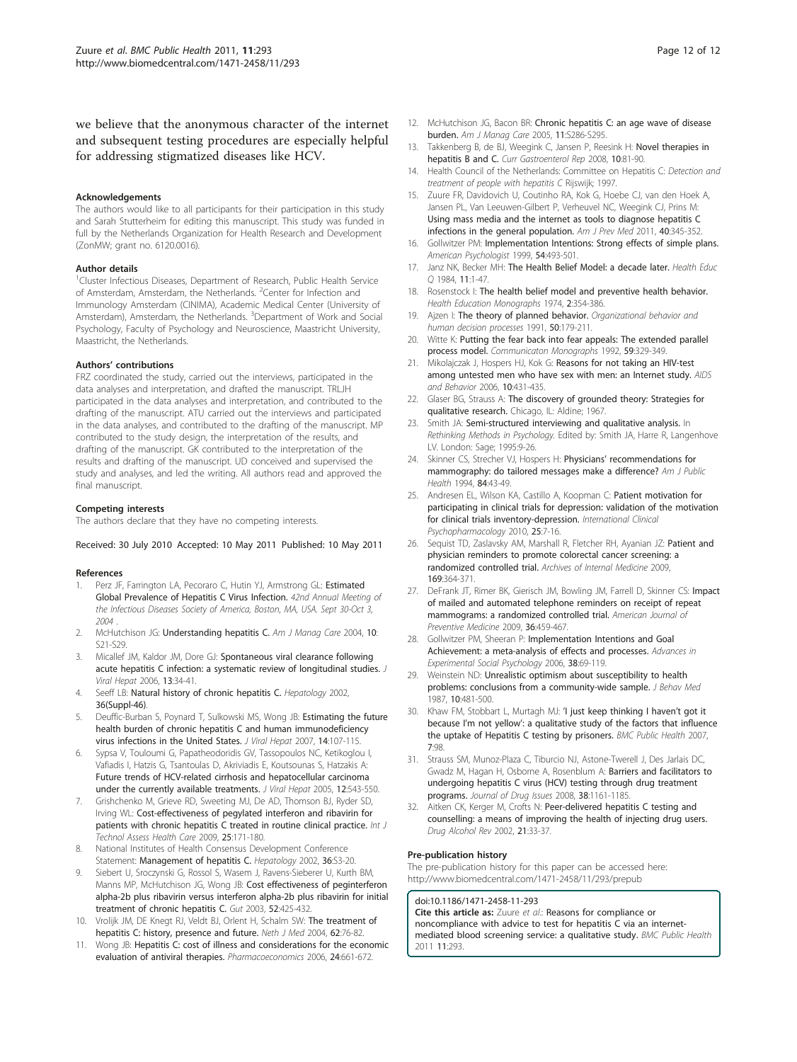we believe that the anonymous character of the internet and subsequent testing procedures are especially helpful for addressing stigmatized diseases like HCV.

#### Acknowledgements

The authors would like to all participants for their participation in this study and Sarah Stutterheim for editing this manuscript. This study was funded in full by the Netherlands Organization for Health Research and Development (ZonMW; grant no. 6120.0016).

#### Author details

[1]Cluster Infectious Diseases, Department of Research, Public Health Service of Amsterdam, Amsterdam, the Netherlands. [2]Center for Infection and Immunology Amsterdam (CINIMA), Academic Medical Center (University of Amsterdam), Amsterdam, the Netherlands. [3]Department of Work and Social Psychology, Faculty of Psychology and Neuroscience, Maastricht University, Maastricht, the Netherlands.

#### Authors' contributions

FRZ coordinated the study, carried out the interviews, participated in the data analyses and interpretation, and drafted the manuscript. TRLJH participated in the data analyses and interpretation, and contributed to the drafting of the manuscript. ATU carried out the interviews and participated in the data analyses, and contributed to the drafting of the manuscript. MP contributed to the study design, the interpretation of the results, and drafting of the manuscript. GK contributed to the interpretation of the results and drafting of the manuscript. UD conceived and supervised the study and analyses, and led the writing. All authors read and approved the final manuscript.

#### Competing interests

The authors declare that they have no competing interests.

Received: 30 July 2010 Accepted: 10 May 2011 Published: 10 May 2011

#### References

1. Perz JF, Farrington LA, Pecoraro C, Hutin YJ, Armstrong GL: **Estimated Global Prevalence of Hepatitis C Virus Infection.** *42nd Annual Meeting of the Infectious Diseases Society of America, Boston, MA, USA. Sept 30-Oct 3, 2004* .
2. McHutchison JG: **Understanding hepatitis C.** *Am J Manag Care* 2004, **10**: S21-S29.
3. Micallef JM, Kaldor JM, Dore GJ: **Spontaneous viral clearance following acute hepatitis C infection: a systematic review of longitudinal studies.** *J Viral Hepat* 2006, **13**:34-41.
4. Seeff LB: **Natural history of chronic hepatitis C.** *Hepatology* 2002, 36(Suppl-46).
5. Deuffic-Burban S, Poynard T, Sulkowski MS, Wong JB: **Estimating the future health burden of chronic hepatitis C and human immunodeficiency virus infections in the United States.** *J Viral Hepat* 2007, **14**:107-115.
6. Sypsa V, Touloumi G, Papatheodoridis GV, Tassopoulos NC, Ketikoglou I, Vafiadis I, Hatzis G, Tsantoulas D, Akriviadis E, Koutsounas S, Hatzakis A: **Future trends of HCV-related cirrhosis and hepatocellular carcinoma under the currently available treatments.** *J Viral Hepat* 2005, **12**:543-550.
7. Grishchenko M, Grieve RD, Sweeting MJ, De AD, Thomson BJ, Ryder SD, Irving WL: **Cost-effectiveness of pegylated interferon and ribavirin for patients with chronic hepatitis C treated in routine clinical practice.** *Int J Technol Assess Health Care* 2009, **25**:171-180.
8. National Institutes of Health Consensus Development Conference Statement: **Management of hepatitis C.** *Hepatology* 2002, **36**:S3-20.
9. Siebert U, Sroczynski G, Rossol S, Wasem J, Ravens-Sieberer U, Kurth BM, Manns MP, McHutchison JG, Wong JB: **Cost effectiveness of peginterferon alpha-2b plus ribavirin versus interferon alpha-2b plus ribavirin for initial treatment of chronic hepatitis C.** *Gut* 2003, **52**:425-432.
10. Vrolijk JM, DE Knegt RJ, Veldt BJ, Orlent H, Schalm SW: **The treatment of hepatitis C: history, presence and future.** *Neth J Med* 2004, **62**:76-82.
11. Wong JB: **Hepatitis C: cost of illness and considerations for the economic evaluation of antiviral therapies.** *Pharmacoeconomics* 2006, **24**:661-672.
12. McHutchison JG, Bacon BR: **Chronic hepatitis C: an age wave of disease burden.** *Am J Manag Care* 2005, **11**:S286-S295.
13. Takkenberg B, de BJ, Weegink C, Jansen P, Reesink H: **Novel therapies in hepatitis B and C.** *Curr Gastroenterol Rep* 2008, **10**:81-90.
14. Health Council of the Netherlands: Committee on Hepatitis C: *Detection and treatment of people with hepatitis C* Rijswijk; 1997.
15. Zuure FR, Davidovich U, Coutinho RA, Kok G, Hoebe CJ, van den Hoek A, Jansen PL, Van Leeuwen-Gilbert P, Verheuvel NC, Weegink CJ, Prins M: **Using mass media and the internet as tools to diagnose hepatitis C infections in the general population.** *Am J Prev Med* 2011, **40**:345-352.
16. Gollwitzer PM: **Implementation Intentions: Strong effects of simple plans.** *American Psychologist* 1999, **54**:493-501.
17. Janz NK, Becker MH: **The Health Belief Model: a decade later.** *Health Educ Q* 1984, **11**:1-47.
18. Rosenstock I: **The health belief model and preventive health behavior.** *Health Education Monographs* 1974, **2**:354-386.
19. Ajzen I: **The theory of planned behavior.** *Organizational behavior and human decision processes* 1991, **50**:179-211.
20. Witte K: **Putting the fear back into fear appeals: The extended parallel process model.** *Communicaton Monographs* 1992, **59**:329-349.
21. Mikolajczak J, Hospers HJ, Kok G: **Reasons for not taking an HIV-test among untested men who have sex with men: an Internet study.** *AIDS and Behavior* 2006, **10**:431-435.
22. Glaser BG, Strauss A: **The discovery of grounded theory: Strategies for qualitative research.** Chicago, IL: Aldine; 1967.
23. Smith JA: **Semi-structured interviewing and qualitative analysis.** In *Rethinking Methods in Psychology.* Edited by: Smith JA, Harre R, Langenhove LV. London: Sage; 1995:9-26.
24. Skinner CS, Strecher VJ, Hospers H: **Physicians' recommendations for mammography: do tailored messages make a difference?** *Am J Public Health* 1994, **84**:43-49.
25. Andresen EL, Wilson KA, Castillo A, Koopman C: **Patient motivation for participating in clinical trials for depression: validation of the motivation for clinical trials inventory-depression.** *International Clinical Psychopharmacology* 2010, **25**:7-16.
26. Sequist TD, Zaslavsky AM, Marshall R, Fletcher RH, Ayanian JZ: **Patient and physician reminders to promote colorectal cancer screening: a randomized controlled trial.** *Archives of Internal Medicine* 2009, **169**:364-371.
27. DeFrank JT, Rimer BK, Gierisch JM, Bowling JM, Farrell D, Skinner CS: **Impact of mailed and automated telephone reminders on receipt of repeat mammograms: a randomized controlled trial.** *American Journal of Preventive Medicine* 2009, **36**:459-467.
28. Gollwitzer PM, Sheeran P: **Implementation Intentions and Goal Achievement: a meta-analysis of effects and processes.** *Advances in Experimental Social Psychology* 2006, **38**:69-119.
29. Weinstein ND: **Unrealistic optimism about susceptibility to health problems: conclusions from a community-wide sample.** *J Behav Med* 1987, **10**:481-500.
30. Khaw FM, Stobbart L, Murtagh MJ: **'I just keep thinking I haven't got it because I'm not yellow': a qualitative study of the factors that influence the uptake of Hepatitis C testing by prisoners.** *BMC Public Health* 2007, **7**:98.
31. Strauss SM, Munoz-Plaza C, Tiburcio NJ, Astone-Twerell J, Des Jarlais DC, Gwadz M, Hagan H, Osborne A, Rosenblum A: **Barriers and facilitators to undergoing hepatitis C virus (HCV) testing through drug treatment programs.** *Journal of Drug Issues* 2008, **38**:1161-1185.
32. Aitken CK, Kerger M, Crofts N: **Peer-delivered hepatitis C testing and counselling: a means of improving the health of injecting drug users.** *Drug Alcohol Rev* 2002, **21**:33-37.

#### Pre-publication history

The pre-publication history for this paper can be accessed here: http://www.biomedcentral.com/1471-2458/11/293/prepub

doi:10.1186/1471-2458-11-293

**Cite this article as:** Zuure *et al.*: Reasons for compliance or noncompliance with advice to test for hepatitis C via an internet-mediated blood screening service: a qualitative study. *BMC Public Health* 2011 **11**:293.